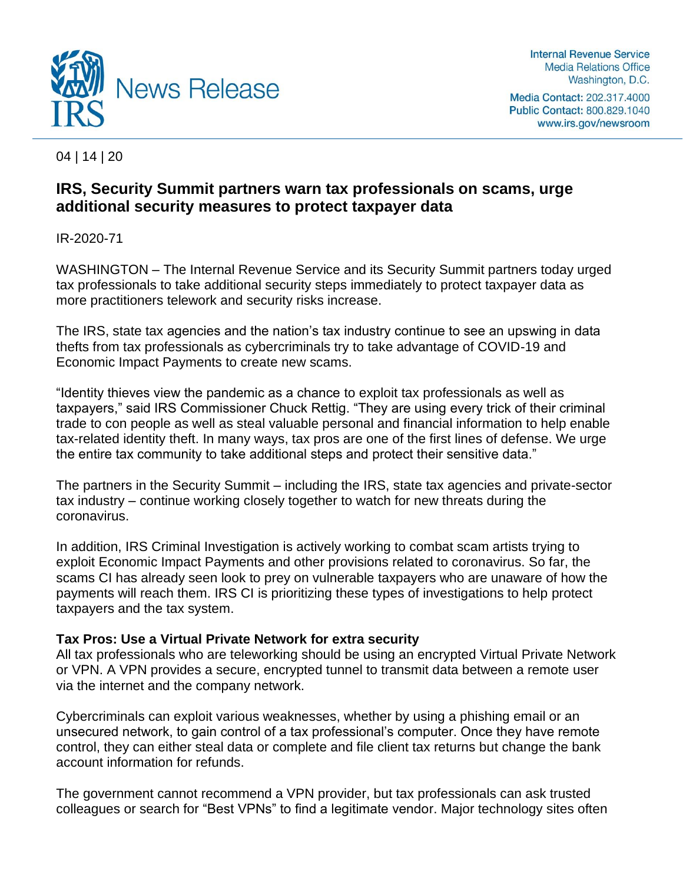**IRS News Release**

Internal Revenue Service
Media Relations Office
Washington, D.C.

Media Contact: 202.317.4000
Public Contact: 800.829.1040
www.irs.gov/newsroom

04 | 14 | 20

# IRS, Security Summit partners warn tax professionals on scams, urge additional security measures to protect taxpayer data

IR-2020-71

WASHINGTON – The Internal Revenue Service and its Security Summit partners today urged tax professionals to take additional security steps immediately to protect taxpayer data as more practitioners telework and security risks increase.

The IRS, state tax agencies and the nation's tax industry continue to see an upswing in data thefts from tax professionals as cybercriminals try to take advantage of COVID-19 and Economic Impact Payments to create new scams.

"Identity thieves view the pandemic as a chance to exploit tax professionals as well as taxpayers," said IRS Commissioner Chuck Rettig. "They are using every trick of their criminal trade to con people as well as steal valuable personal and financial information to help enable tax-related identity theft. In many ways, tax pros are one of the first lines of defense. We urge the entire tax community to take additional steps and protect their sensitive data."

The partners in the Security Summit – including the IRS, state tax agencies and private-sector tax industry – continue working closely together to watch for new threats during the coronavirus.

In addition, IRS Criminal Investigation is actively working to combat scam artists trying to exploit Economic Impact Payments and other provisions related to coronavirus. So far, the scams CI has already seen look to prey on vulnerable taxpayers who are unaware of how the payments will reach them. IRS CI is prioritizing these types of investigations to help protect taxpayers and the tax system.

**Tax Pros: Use a Virtual Private Network for extra security**

All tax professionals who are teleworking should be using an encrypted Virtual Private Network or VPN. A VPN provides a secure, encrypted tunnel to transmit data between a remote user via the internet and the company network.

Cybercriminals can exploit various weaknesses, whether by using a phishing email or an unsecured network, to gain control of a tax professional's computer. Once they have remote control, they can either steal data or complete and file client tax returns but change the bank account information for refunds.

The government cannot recommend a VPN provider, but tax professionals can ask trusted colleagues or search for "Best VPNs" to find a legitimate vendor. Major technology sites often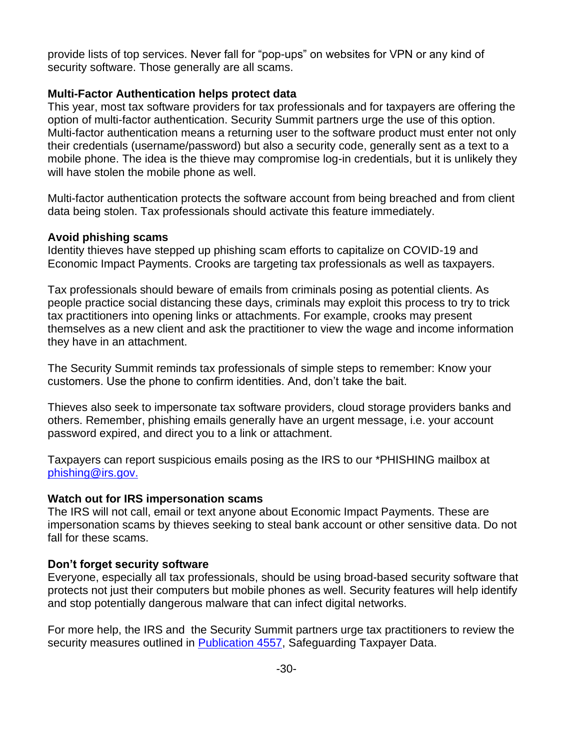provide lists of top services. Never fall for "pop-ups" on websites for VPN or any kind of security software. Those generally are all scams.

**Multi-Factor Authentication helps protect data**

This year, most tax software providers for tax professionals and for taxpayers are offering the option of multi-factor authentication. Security Summit partners urge the use of this option. Multi-factor authentication means a returning user to the software product must enter not only their credentials (username/password) but also a security code, generally sent as a text to a mobile phone. The idea is the thieve may compromise log-in credentials, but it is unlikely they will have stolen the mobile phone as well.

Multi-factor authentication protects the software account from being breached and from client data being stolen. Tax professionals should activate this feature immediately.

**Avoid phishing scams**

Identity thieves have stepped up phishing scam efforts to capitalize on COVID-19 and Economic Impact Payments. Crooks are targeting tax professionals as well as taxpayers.

Tax professionals should beware of emails from criminals posing as potential clients. As people practice social distancing these days, criminals may exploit this process to try to trick tax practitioners into opening links or attachments. For example, crooks may present themselves as a new client and ask the practitioner to view the wage and income information they have in an attachment.

The Security Summit reminds tax professionals of simple steps to remember: Know your customers. Use the phone to confirm identities. And, don't take the bait.

Thieves also seek to impersonate tax software providers, cloud storage providers banks and others. Remember, phishing emails generally have an urgent message, i.e. your account password expired, and direct you to a link or attachment.

Taxpayers can report suspicious emails posing as the IRS to our *PHISHING mailbox at [phishing@irs.gov.](mailto:phishing@irs.gov)

**Watch out for IRS impersonation scams**

The IRS will not call, email or text anyone about Economic Impact Payments. These are impersonation scams by thieves seeking to steal bank account or other sensitive data. Do not fall for these scams.

**Don't forget security software**

Everyone, especially all tax professionals, should be using broad-based security software that protects not just their computers but mobile phones as well. Security features will help identify and stop potentially dangerous malware that can infect digital networks.

For more help, the IRS and the Security Summit partners urge tax practitioners to review the security measures outlined in Publication 4557, Safeguarding Taxpayer Data.

-30-